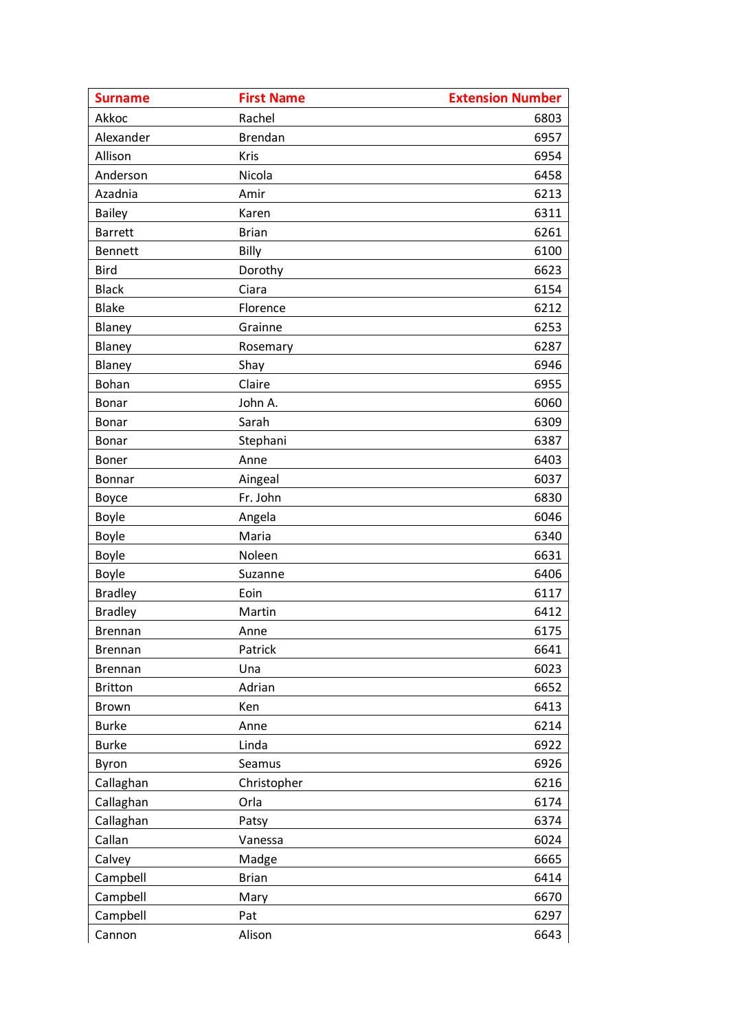| Surname | First Name | Extension Number |
|---|---|---|
| Akkoc | Rachel | 6803 |
| Alexander | Brendan | 6957 |
| Allison | Kris | 6954 |
| Anderson | Nicola | 6458 |
| Azadnia | Amir | 6213 |
| Bailey | Karen | 6311 |
| Barrett | Brian | 6261 |
| Bennett | Billy | 6100 |
| Bird | Dorothy | 6623 |
| Black | Ciara | 6154 |
| Blake | Florence | 6212 |
| Blaney | Grainne | 6253 |
| Blaney | Rosemary | 6287 |
| Blaney | Shay | 6946 |
| Bohan | Claire | 6955 |
| Bonar | John A. | 6060 |
| Bonar | Sarah | 6309 |
| Bonar | Stephani | 6387 |
| Boner | Anne | 6403 |
| Bonnar | Aingeal | 6037 |
| Boyce | Fr. John | 6830 |
| Boyle | Angela | 6046 |
| Boyle | Maria | 6340 |
| Boyle | Noleen | 6631 |
| Boyle | Suzanne | 6406 |
| Bradley | Eoin | 6117 |
| Bradley | Martin | 6412 |
| Brennan | Anne | 6175 |
| Brennan | Patrick | 6641 |
| Brennan | Una | 6023 |
| Britton | Adrian | 6652 |
| Brown | Ken | 6413 |
| Burke | Anne | 6214 |
| Burke | Linda | 6922 |
| Byron | Seamus | 6926 |
| Callaghan | Christopher | 6216 |
| Callaghan | Orla | 6174 |
| Callaghan | Patsy | 6374 |
| Callan | Vanessa | 6024 |
| Calvey | Madge | 6665 |
| Campbell | Brian | 6414 |
| Campbell | Mary | 6670 |
| Campbell | Pat | 6297 |
| Cannon | Alison | 6643 |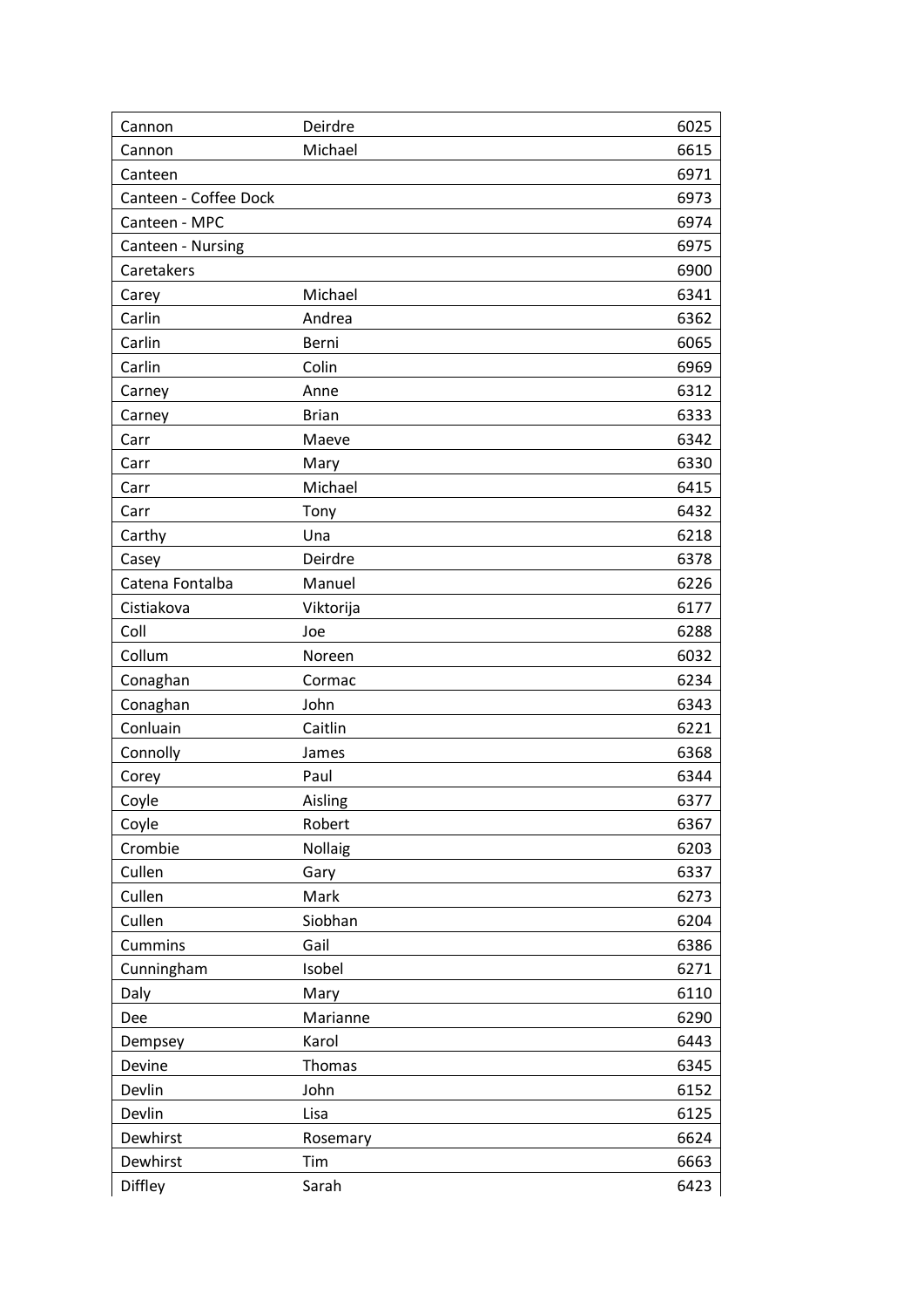| | | |
|---|---|---|
| Cannon | Deirdre | 6025 |
| Cannon | Michael | 6615 |
| Canteen | | 6971 |
| Canteen - Coffee Dock | | 6973 |
| Canteen - MPC | | 6974 |
| Canteen - Nursing | | 6975 |
| Caretakers | | 6900 |
| Carey | Michael | 6341 |
| Carlin | Andrea | 6362 |
| Carlin | Berni | 6065 |
| Carlin | Colin | 6969 |
| Carney | Anne | 6312 |
| Carney | Brian | 6333 |
| Carr | Maeve | 6342 |
| Carr | Mary | 6330 |
| Carr | Michael | 6415 |
| Carr | Tony | 6432 |
| Carthy | Una | 6218 |
| Casey | Deirdre | 6378 |
| Catena Fontalba | Manuel | 6226 |
| Cistiakova | Viktorija | 6177 |
| Coll | Joe | 6288 |
| Collum | Noreen | 6032 |
| Conaghan | Cormac | 6234 |
| Conaghan | John | 6343 |
| Conluain | Caitlin | 6221 |
| Connolly | James | 6368 |
| Corey | Paul | 6344 |
| Coyle | Aisling | 6377 |
| Coyle | Robert | 6367 |
| Crombie | Nollaig | 6203 |
| Cullen | Gary | 6337 |
| Cullen | Mark | 6273 |
| Cullen | Siobhan | 6204 |
| Cummins | Gail | 6386 |
| Cunningham | Isobel | 6271 |
| Daly | Mary | 6110 |
| Dee | Marianne | 6290 |
| Dempsey | Karol | 6443 |
| Devine | Thomas | 6345 |
| Devlin | John | 6152 |
| Devlin | Lisa | 6125 |
| Dewhirst | Rosemary | 6624 |
| Dewhirst | Tim | 6663 |
| Diffley | Sarah | 6423 |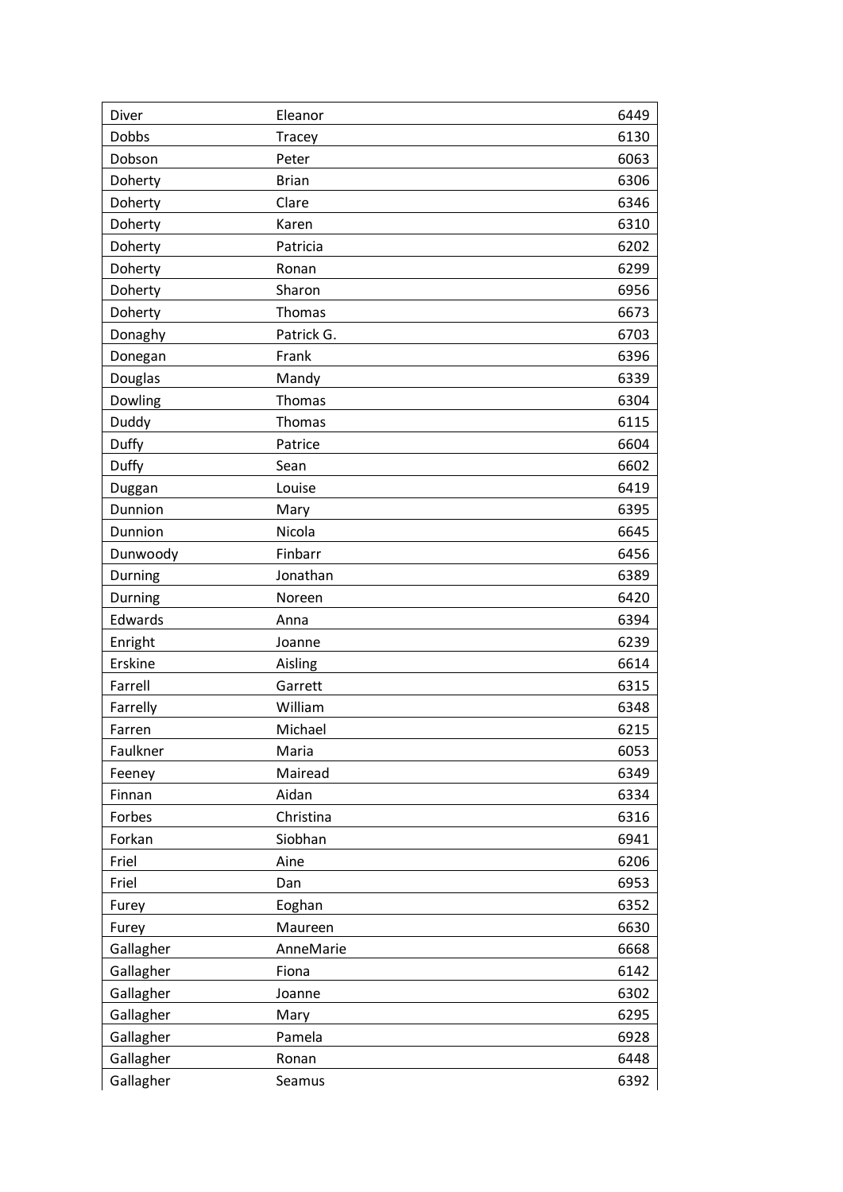| | | |
|---|---|---|
| Diver | Eleanor | 6449 |
| Dobbs | Tracey | 6130 |
| Dobson | Peter | 6063 |
| Doherty | Brian | 6306 |
| Doherty | Clare | 6346 |
| Doherty | Karen | 6310 |
| Doherty | Patricia | 6202 |
| Doherty | Ronan | 6299 |
| Doherty | Sharon | 6956 |
| Doherty | Thomas | 6673 |
| Donaghy | Patrick G. | 6703 |
| Donegan | Frank | 6396 |
| Douglas | Mandy | 6339 |
| Dowling | Thomas | 6304 |
| Duddy | Thomas | 6115 |
| Duffy | Patrice | 6604 |
| Duffy | Sean | 6602 |
| Duggan | Louise | 6419 |
| Dunnion | Mary | 6395 |
| Dunnion | Nicola | 6645 |
| Dunwoody | Finbarr | 6456 |
| Durning | Jonathan | 6389 |
| Durning | Noreen | 6420 |
| Edwards | Anna | 6394 |
| Enright | Joanne | 6239 |
| Erskine | Aisling | 6614 |
| Farrell | Garrett | 6315 |
| Farrelly | William | 6348 |
| Farren | Michael | 6215 |
| Faulkner | Maria | 6053 |
| Feeney | Mairead | 6349 |
| Finnan | Aidan | 6334 |
| Forbes | Christina | 6316 |
| Forkan | Siobhan | 6941 |
| Friel | Aine | 6206 |
| Friel | Dan | 6953 |
| Furey | Eoghan | 6352 |
| Furey | Maureen | 6630 |
| Gallagher | AnneMarie | 6668 |
| Gallagher | Fiona | 6142 |
| Gallagher | Joanne | 6302 |
| Gallagher | Mary | 6295 |
| Gallagher | Pamela | 6928 |
| Gallagher | Ronan | 6448 |
| Gallagher | Seamus | 6392 |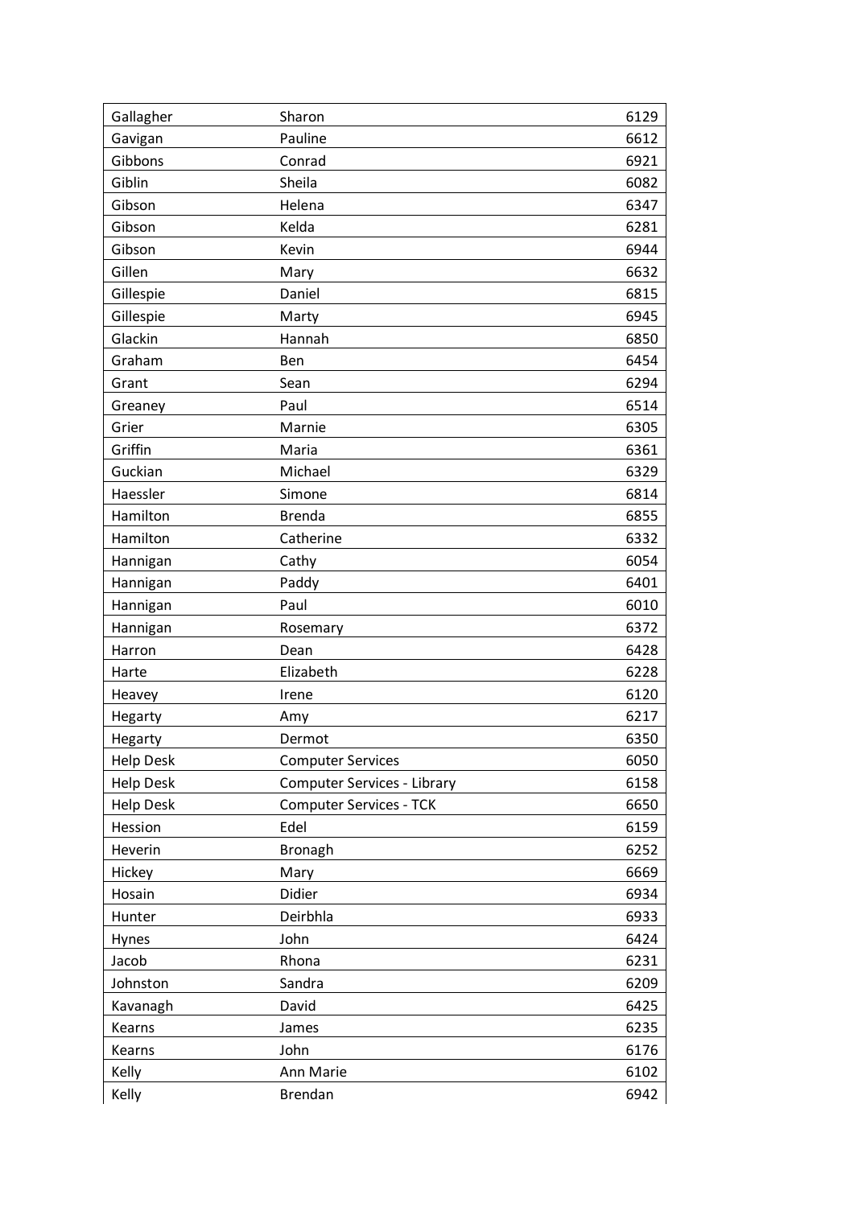| | | |
|---|---|---|
| Gallagher | Sharon | 6129 |
| Gavigan | Pauline | 6612 |
| Gibbons | Conrad | 6921 |
| Giblin | Sheila | 6082 |
| Gibson | Helena | 6347 |
| Gibson | Kelda | 6281 |
| Gibson | Kevin | 6944 |
| Gillen | Mary | 6632 |
| Gillespie | Daniel | 6815 |
| Gillespie | Marty | 6945 |
| Glackin | Hannah | 6850 |
| Graham | Ben | 6454 |
| Grant | Sean | 6294 |
| Greaney | Paul | 6514 |
| Grier | Marnie | 6305 |
| Griffin | Maria | 6361 |
| Guckian | Michael | 6329 |
| Haessler | Simone | 6814 |
| Hamilton | Brenda | 6855 |
| Hamilton | Catherine | 6332 |
| Hannigan | Cathy | 6054 |
| Hannigan | Paddy | 6401 |
| Hannigan | Paul | 6010 |
| Hannigan | Rosemary | 6372 |
| Harron | Dean | 6428 |
| Harte | Elizabeth | 6228 |
| Heavey | Irene | 6120 |
| Hegarty | Amy | 6217 |
| Hegarty | Dermot | 6350 |
| Help Desk | Computer Services | 6050 |
| Help Desk | Computer Services - Library | 6158 |
| Help Desk | Computer Services - TCK | 6650 |
| Hession | Edel | 6159 |
| Heverin | Bronagh | 6252 |
| Hickey | Mary | 6669 |
| Hosain | Didier | 6934 |
| Hunter | Deirbhla | 6933 |
| Hynes | John | 6424 |
| Jacob | Rhona | 6231 |
| Johnston | Sandra | 6209 |
| Kavanagh | David | 6425 |
| Kearns | James | 6235 |
| Kearns | John | 6176 |
| Kelly | Ann Marie | 6102 |
| Kelly | Brendan | 6942 |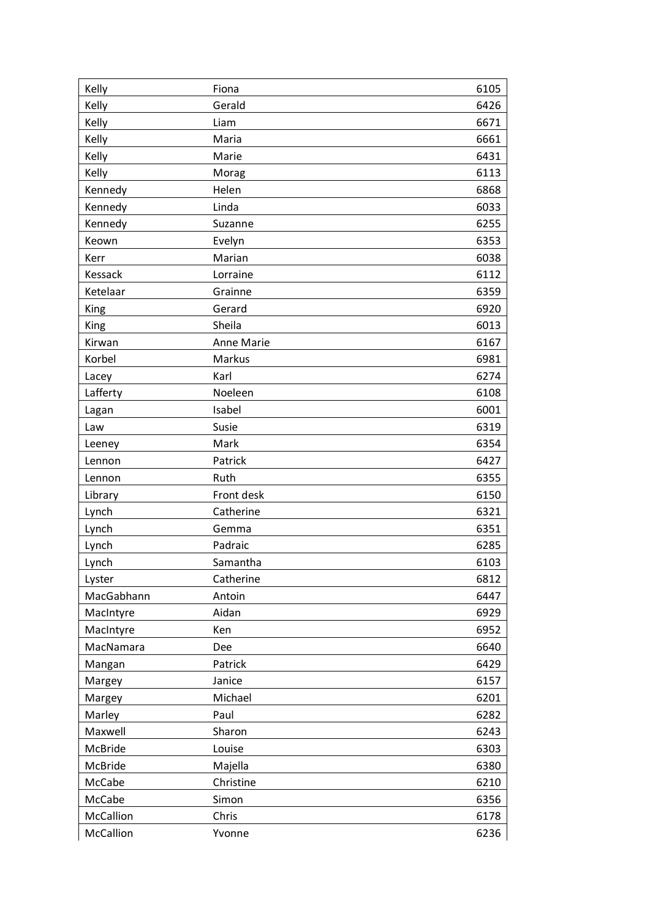| | | |
|---|---|---|
| Kelly | Fiona | 6105 |
| Kelly | Gerald | 6426 |
| Kelly | Liam | 6671 |
| Kelly | Maria | 6661 |
| Kelly | Marie | 6431 |
| Kelly | Morag | 6113 |
| Kennedy | Helen | 6868 |
| Kennedy | Linda | 6033 |
| Kennedy | Suzanne | 6255 |
| Keown | Evelyn | 6353 |
| Kerr | Marian | 6038 |
| Kessack | Lorraine | 6112 |
| Ketelaar | Grainne | 6359 |
| King | Gerard | 6920 |
| King | Sheila | 6013 |
| Kirwan | Anne Marie | 6167 |
| Korbel | Markus | 6981 |
| Lacey | Karl | 6274 |
| Lafferty | Noeleen | 6108 |
| Lagan | Isabel | 6001 |
| Law | Susie | 6319 |
| Leeney | Mark | 6354 |
| Lennon | Patrick | 6427 |
| Lennon | Ruth | 6355 |
| Library | Front desk | 6150 |
| Lynch | Catherine | 6321 |
| Lynch | Gemma | 6351 |
| Lynch | Padraic | 6285 |
| Lynch | Samantha | 6103 |
| Lyster | Catherine | 6812 |
| MacGabhann | Antoin | 6447 |
| MacIntyre | Aidan | 6929 |
| MacIntyre | Ken | 6952 |
| MacNamara | Dee | 6640 |
| Mangan | Patrick | 6429 |
| Margey | Janice | 6157 |
| Margey | Michael | 6201 |
| Marley | Paul | 6282 |
| Maxwell | Sharon | 6243 |
| McBride | Louise | 6303 |
| McBride | Majella | 6380 |
| McCabe | Christine | 6210 |
| McCabe | Simon | 6356 |
| McCallion | Chris | 6178 |
| McCallion | Yvonne | 6236 |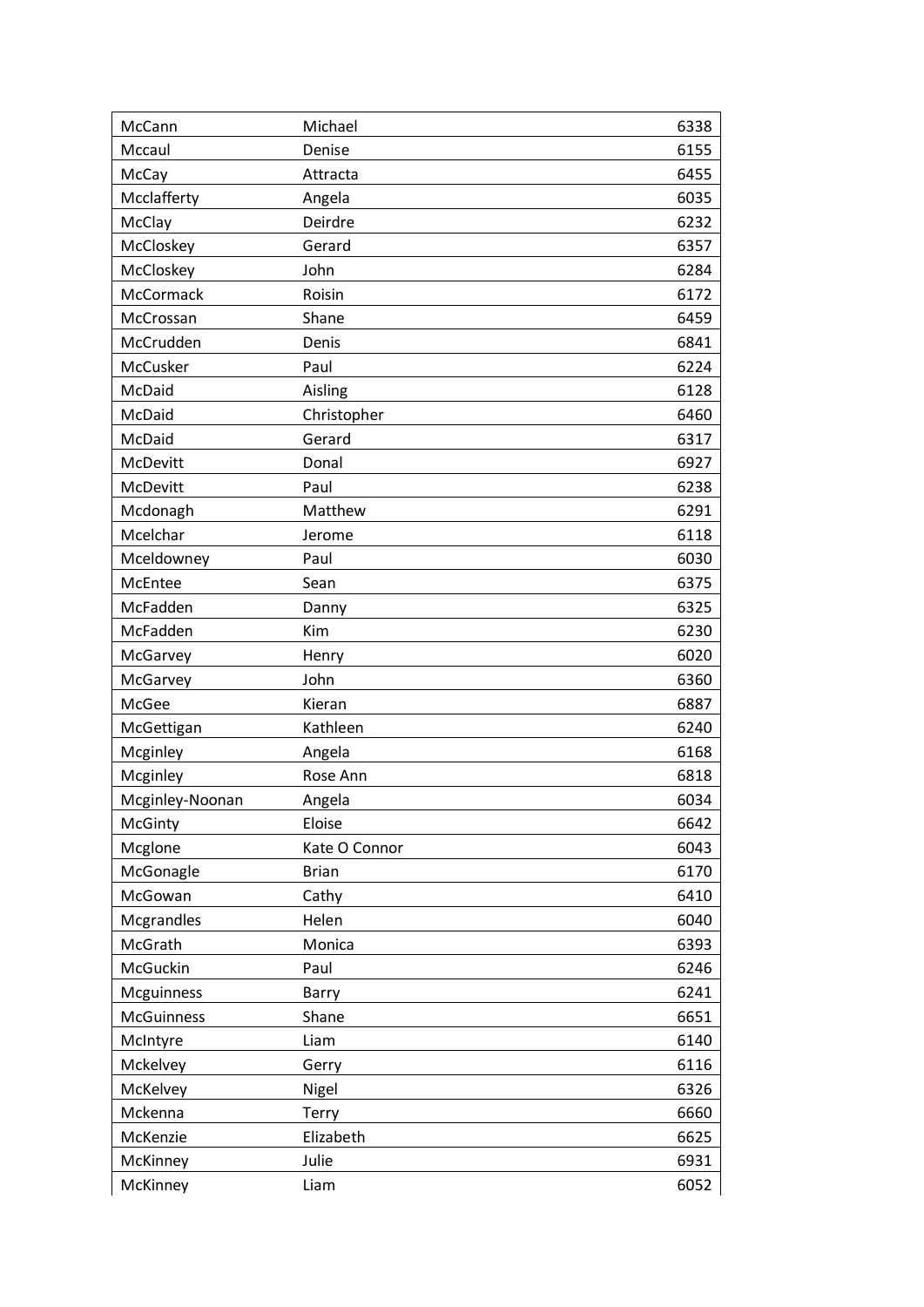| McCann | Michael | 6338 |
| --- | --- | --- |
| Mccaul | Denise | 6155 |
| McCay | Attracta | 6455 |
| Mcclafferty | Angela | 6035 |
| McClay | Deirdre | 6232 |
| McCloskey | Gerard | 6357 |
| McCloskey | John | 6284 |
| McCormack | Roisin | 6172 |
| McCrossan | Shane | 6459 |
| McCrudden | Denis | 6841 |
| McCusker | Paul | 6224 |
| McDaid | Aisling | 6128 |
| McDaid | Christopher | 6460 |
| McDaid | Gerard | 6317 |
| McDevitt | Donal | 6927 |
| McDevitt | Paul | 6238 |
| Mcdonagh | Matthew | 6291 |
| Mcelchar | Jerome | 6118 |
| Mceldowney | Paul | 6030 |
| McEntee | Sean | 6375 |
| McFadden | Danny | 6325 |
| McFadden | Kim | 6230 |
| McGarvey | Henry | 6020 |
| McGarvey | John | 6360 |
| McGee | Kieran | 6887 |
| McGettigan | Kathleen | 6240 |
| Mcginley | Angela | 6168 |
| Mcginley | Rose Ann | 6818 |
| Mcginley-Noonan | Angela | 6034 |
| McGinty | Eloise | 6642 |
| Mcglone | Kate O Connor | 6043 |
| McGonagle | Brian | 6170 |
| McGowan | Cathy | 6410 |
| Mcgrandles | Helen | 6040 |
| McGrath | Monica | 6393 |
| McGuckin | Paul | 6246 |
| Mcguinness | Barry | 6241 |
| McGuinness | Shane | 6651 |
| McIntyre | Liam | 6140 |
| Mckelvey | Gerry | 6116 |
| McKelvey | Nigel | 6326 |
| Mckenna | Terry | 6660 |
| McKenzie | Elizabeth | 6625 |
| McKinney | Julie | 6931 |
| McKinney | Liam | 6052 |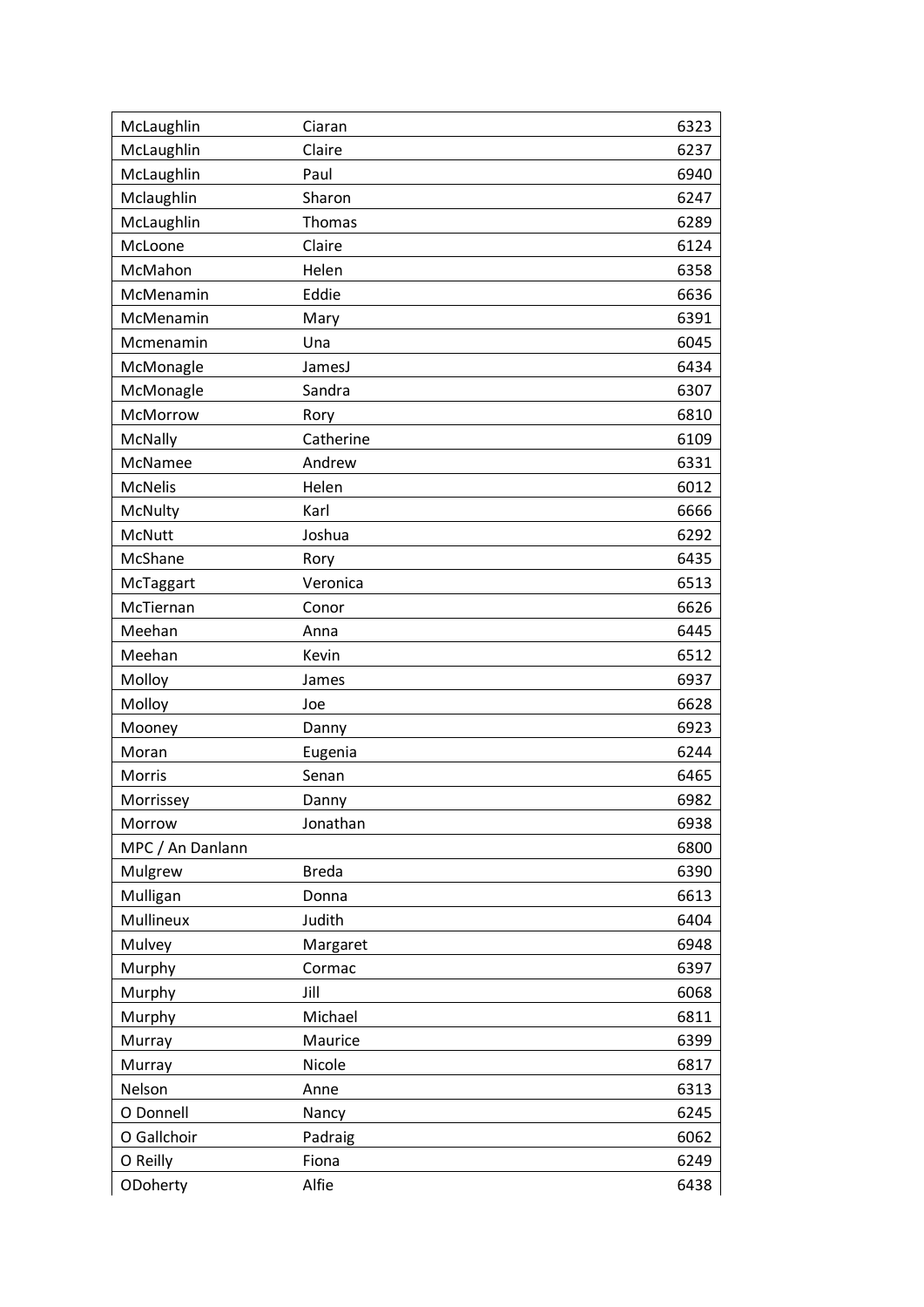| | | |
|---|---|---|
| McLaughlin | Ciaran | 6323 |
| McLaughlin | Claire | 6237 |
| McLaughlin | Paul | 6940 |
| Mclaughlin | Sharon | 6247 |
| McLaughlin | Thomas | 6289 |
| McLoone | Claire | 6124 |
| McMahon | Helen | 6358 |
| McMenamin | Eddie | 6636 |
| McMenamin | Mary | 6391 |
| Mcmenamin | Una | 6045 |
| McMonagle | JamesJ | 6434 |
| McMonagle | Sandra | 6307 |
| McMorrow | Rory | 6810 |
| McNally | Catherine | 6109 |
| McNamee | Andrew | 6331 |
| McNelis | Helen | 6012 |
| McNulty | Karl | 6666 |
| McNutt | Joshua | 6292 |
| McShane | Rory | 6435 |
| McTaggart | Veronica | 6513 |
| McTiernan | Conor | 6626 |
| Meehan | Anna | 6445 |
| Meehan | Kevin | 6512 |
| Molloy | James | 6937 |
| Molloy | Joe | 6628 |
| Mooney | Danny | 6923 |
| Moran | Eugenia | 6244 |
| Morris | Senan | 6465 |
| Morrissey | Danny | 6982 |
| Morrow | Jonathan | 6938 |
| MPC / An Danlann | | 6800 |
| Mulgrew | Breda | 6390 |
| Mulligan | Donna | 6613 |
| Mullineux | Judith | 6404 |
| Mulvey | Margaret | 6948 |
| Murphy | Cormac | 6397 |
| Murphy | Jill | 6068 |
| Murphy | Michael | 6811 |
| Murray | Maurice | 6399 |
| Murray | Nicole | 6817 |
| Nelson | Anne | 6313 |
| O Donnell | Nancy | 6245 |
| O Gallchoir | Padraig | 6062 |
| O Reilly | Fiona | 6249 |
| ODoherty | Alfie | 6438 |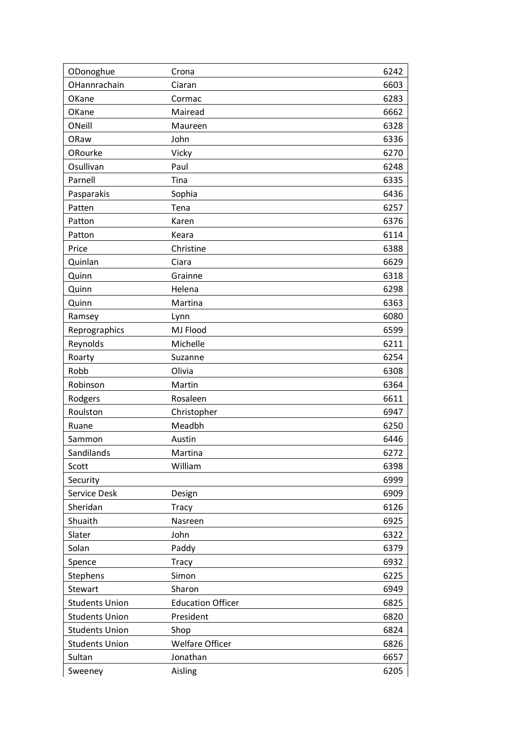| ODonoghue | Crona | 6242 |
|---|---|---|
| OHannrachain | Ciaran | 6603 |
| OKane | Cormac | 6283 |
| OKane | Mairead | 6662 |
| ONeill | Maureen | 6328 |
| ORaw | John | 6336 |
| ORourke | Vicky | 6270 |
| Osullivan | Paul | 6248 |
| Parnell | Tina | 6335 |
| Pasparakis | Sophia | 6436 |
| Patten | Tena | 6257 |
| Patton | Karen | 6376 |
| Patton | Keara | 6114 |
| Price | Christine | 6388 |
| Quinlan | Ciara | 6629 |
| Quinn | Grainne | 6318 |
| Quinn | Helena | 6298 |
| Quinn | Martina | 6363 |
| Ramsey | Lynn | 6080 |
| Reprographics | MJ Flood | 6599 |
| Reynolds | Michelle | 6211 |
| Roarty | Suzanne | 6254 |
| Robb | Olivia | 6308 |
| Robinson | Martin | 6364 |
| Rodgers | Rosaleen | 6611 |
| Roulston | Christopher | 6947 |
| Ruane | Meadbh | 6250 |
| Sammon | Austin | 6446 |
| Sandilands | Martina | 6272 |
| Scott | William | 6398 |
| Security | | 6999 |
| Service Desk | Design | 6909 |
| Sheridan | Tracy | 6126 |
| Shuaith | Nasreen | 6925 |
| Slater | John | 6322 |
| Solan | Paddy | 6379 |
| Spence | Tracy | 6932 |
| Stephens | Simon | 6225 |
| Stewart | Sharon | 6949 |
| Students Union | Education Officer | 6825 |
| Students Union | President | 6820 |
| Students Union | Shop | 6824 |
| Students Union | Welfare Officer | 6826 |
| Sultan | Jonathan | 6657 |
| Sweeney | Aisling | 6205 |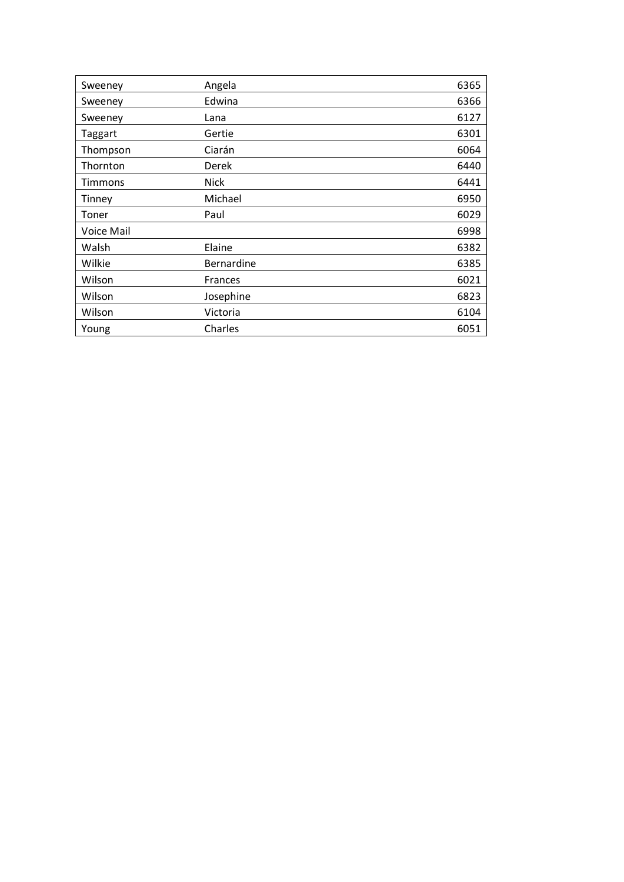| | | |
|---|---|---|
| Sweeney | Angela | 6365 |
| Sweeney | Edwina | 6366 |
| Sweeney | Lana | 6127 |
| Taggart | Gertie | 6301 |
| Thompson | Ciarán | 6064 |
| Thornton | Derek | 6440 |
| Timmons | Nick | 6441 |
| Tinney | Michael | 6950 |
| Toner | Paul | 6029 |
| Voice Mail | | 6998 |
| Walsh | Elaine | 6382 |
| Wilkie | Bernardine | 6385 |
| Wilson | Frances | 6021 |
| Wilson | Josephine | 6823 |
| Wilson | Victoria | 6104 |
| Young | Charles | 6051 |